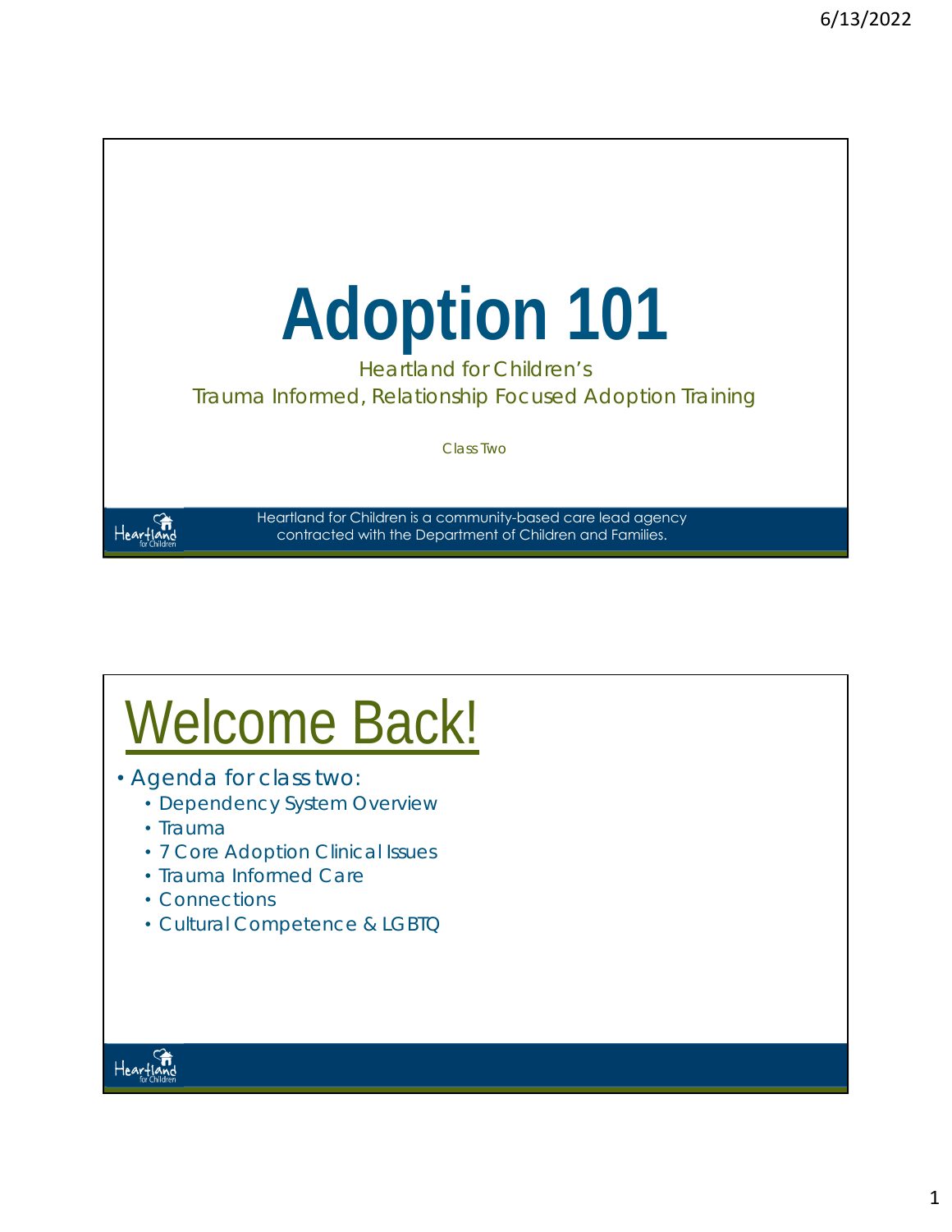# Adoption 101

Heartland for Children's

Trauma Informed, Relationship Focused Adoption Training

Class Two

Heartland for Children is a community-based care lead agency contracted with the Department of Children and Families.

## Welcome Back!

- Agenda for class two:
  - Dependency System Overview
  - Trauma
  - 7 Core Adoption Clinical Issues
  - Trauma Informed Care
  - Connections
  - Cultural Competence & LGBTQ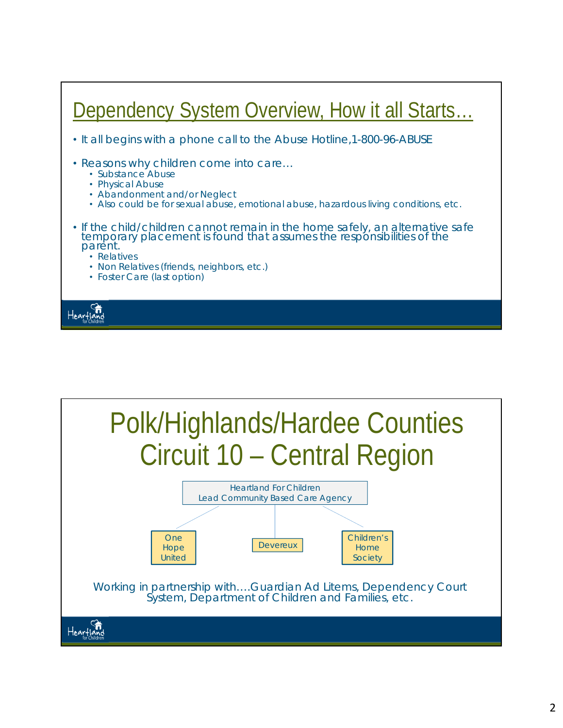## Dependency System Overview, How it all Starts…

- It all begins with a phone call to the Abuse Hotline,1-800-96-ABUSE
- Reasons why children come into care…
  - Substance Abuse
  - Physical Abuse
  - Abandonment and/or Neglect
  - Also could be for sexual abuse, emotional abuse, hazardous living conditions, etc.
- If the child/children cannot remain in the home safely, an alternative safe temporary placement is found that assumes the responsibilities of the parent.
  - Relatives
  - Non Relatives (friends, neighbors, etc.)
  - Foster Care (last option)

Heartland for Children

## Polk/Highlands/Hardee Counties Circuit 10 – Central Region

Heartland For Children
Lead Community Based Care Agency

- One Hope United
- Devereux
- Children's Home Society

Working in partnership with….Guardian Ad Litems, Dependency Court System, Department of Children and Families, etc.

Heartland for Children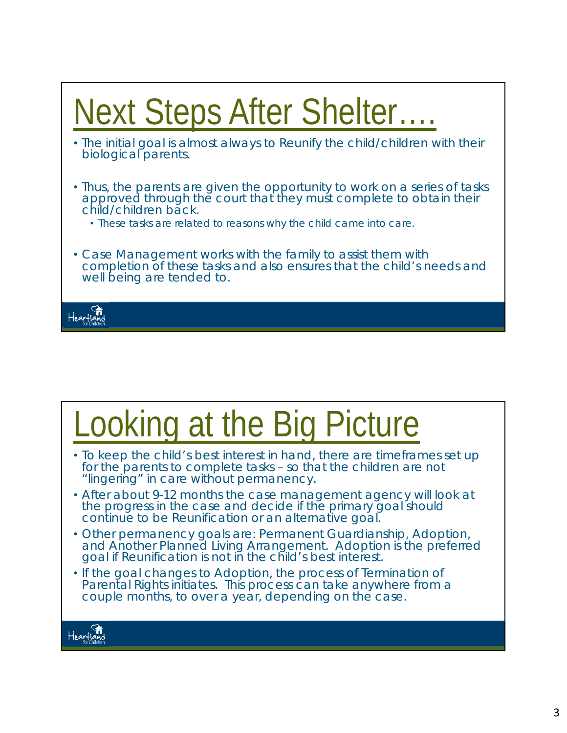# Next Steps After Shelter….

- The initial goal is almost always to Reunify the child/children with their biological parents.
- Thus, the parents are given the opportunity to work on a series of tasks approved through the court that they must complete to obtain their child/children back.
  - These tasks are related to reasons why the child came into care.
- Case Management works with the family to assist them with completion of these tasks and also ensures that the child's needs and well being are tended to.

Heartland for Children

# Looking at the Big Picture

- To keep the child's best interest in hand, there are timeframes set up for the parents to complete tasks – so that the children are not "lingering" in care without permanency.
- After about 9-12 months the case management agency will look at the progress in the case and decide if the primary goal should continue to be Reunification or an alternative goal.
- Other permanency goals are: Permanent Guardianship, Adoption, and Another Planned Living Arrangement. Adoption is the preferred goal if Reunification is not in the child's best interest.
- If the goal changes to Adoption, the process of Termination of Parental Rights initiates. This process can take anywhere from a couple months, to over a year, depending on the case.

Heartland for Children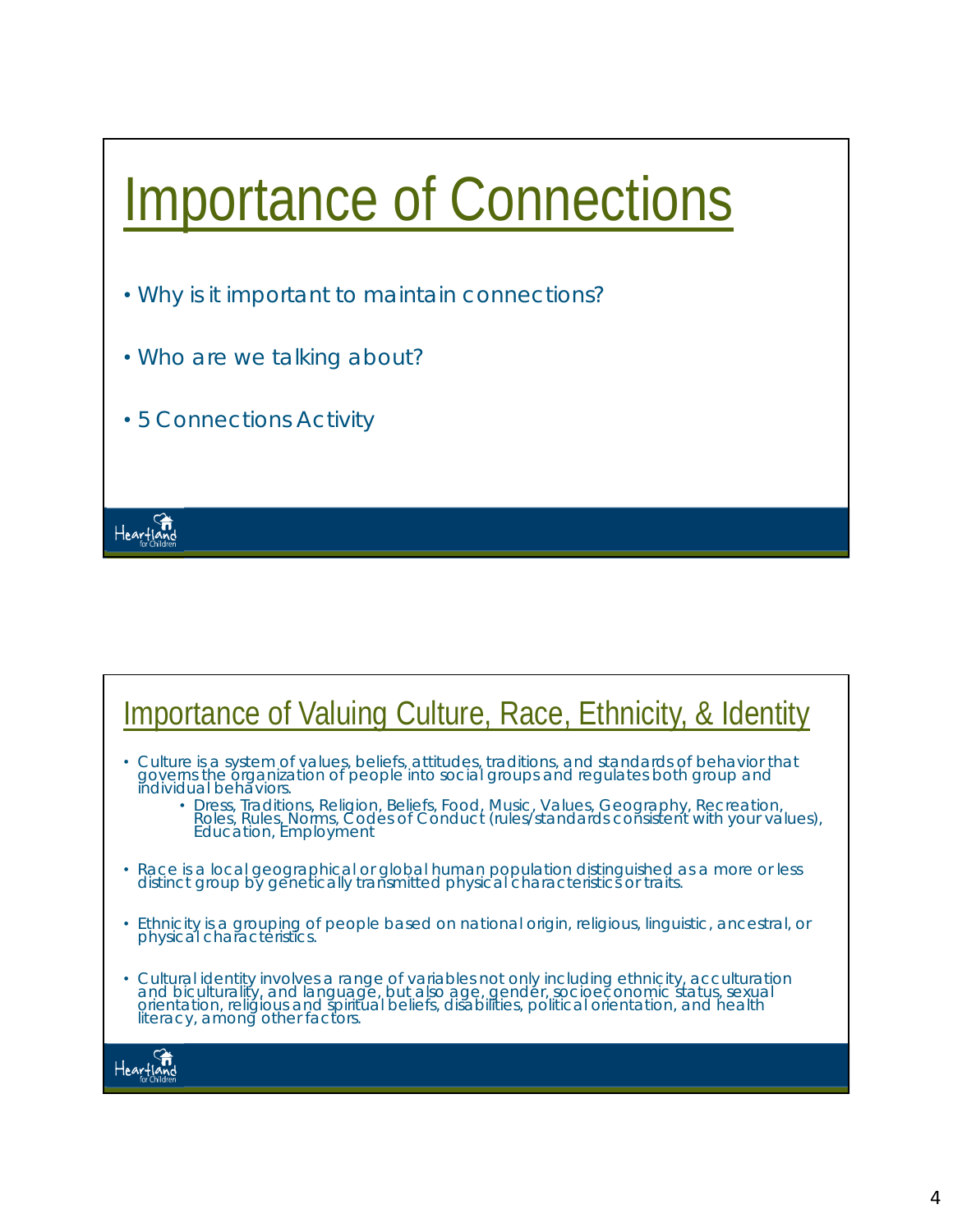# Importance of Connections

- Why is it important to maintain connections?
- Who are we talking about?
- 5 Connections Activity

Heartland for Children

# Importance of Valuing Culture, Race, Ethnicity, & Identity

- Culture is a system of values, beliefs, attitudes, traditions, and standards of behavior that governs the organization of people into social groups and regulates both group and individual behaviors.
  - Dress, Traditions, Religion, Beliefs, Food, Music, Values, Geography, Recreation, Roles, Rules, Norms, Codes of Conduct (rules/standards consistent with your values), Education, Employment
- Race is a local geographical or global human population distinguished as a more or less distinct group by genetically transmitted physical characteristics or traits.
- Ethnicity is a grouping of people based on national origin, religious, linguistic, ancestral, or physical characteristics.
- Cultural identity involves a range of variables not only including ethnicity, acculturation and biculturality, and language, but also age, gender, socioeconomic status, sexual orientation, religious and spiritual beliefs, disabilities, political orientation, and health literacy, among other factors.

Heartland for Children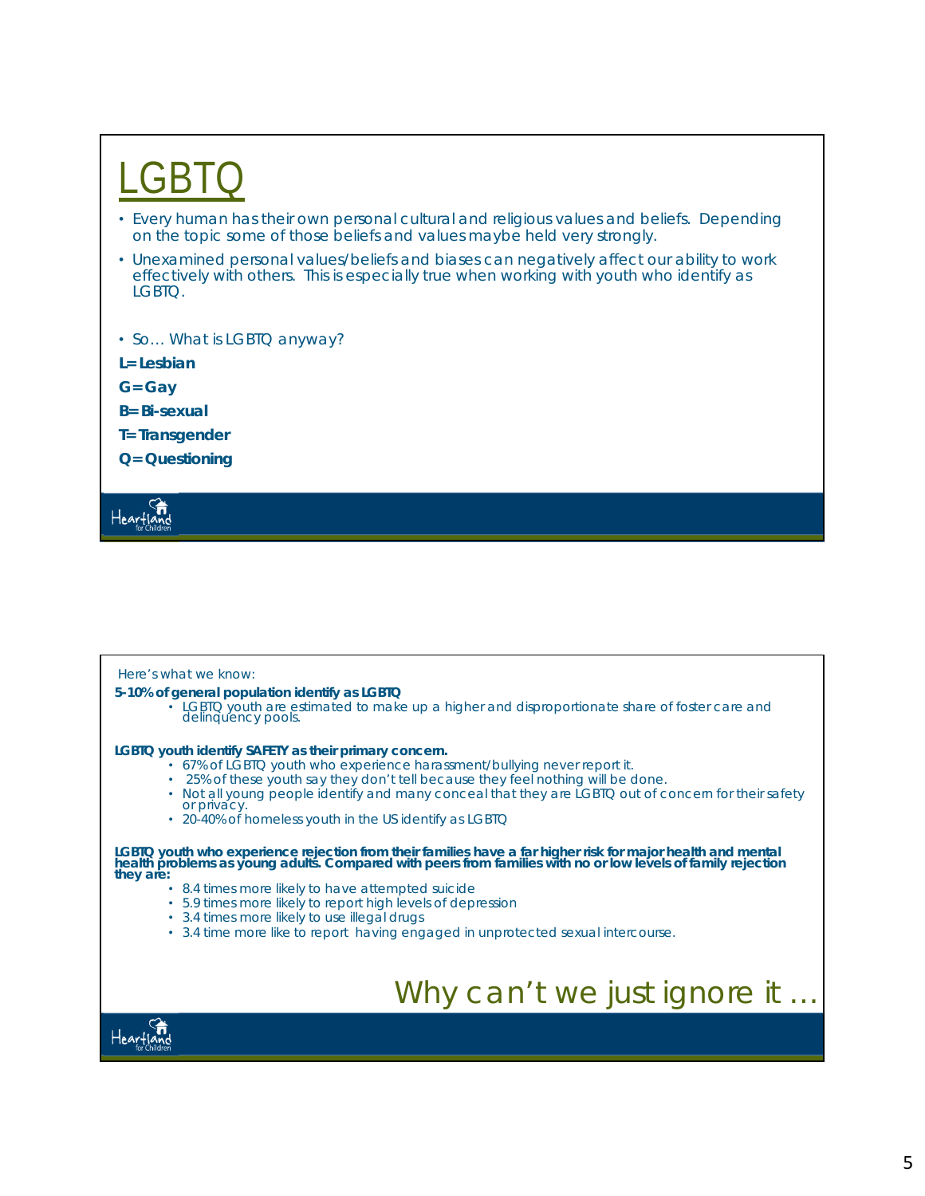# LGBTQ

- Every human has their own personal cultural and religious values and beliefs. Depending on the topic some of those beliefs and values maybe held very strongly.
- Unexamined personal values/beliefs and biases can negatively affect our ability to work effectively with others. This is especially true when working with youth who identify as LGBTQ.
- So… What is LGBTQ anyway?

**L= Lesbian**

**G= Gay**

**B= Bi-sexual**

**T= Transgender**

**Q= Questioning**

Heartland for Children

---

Here's what we know:

**5-10% of general population identify as LGBTQ**

- LGBTQ youth are estimated to make up a higher and disproportionate share of foster care and delinquency pools.

**LGBTQ youth identify SAFETY as their primary concern.**

- 67% of LGBTQ youth who experience harassment/bullying never report it.
- 25% of these youth say they don't tell because they feel nothing will be done.
- Not all young people identify and many conceal that they are LGBTQ out of concern for their safety or privacy.
- 20-40% of homeless youth in the US identify as LGBTQ

**LGBTQ youth who experience rejection from their families have a far higher risk for major health and mental health problems as young adults. Compared with peers from families with no or low levels of family rejection they are:**

- 8.4 times more likely to have attempted suicide
- 5.9 times more likely to report high levels of depression
- 3.4 times more likely to use illegal drugs
- 3.4 time more like to report having engaged in unprotected sexual intercourse.

## Why can't we just ignore it …

Heartland for Children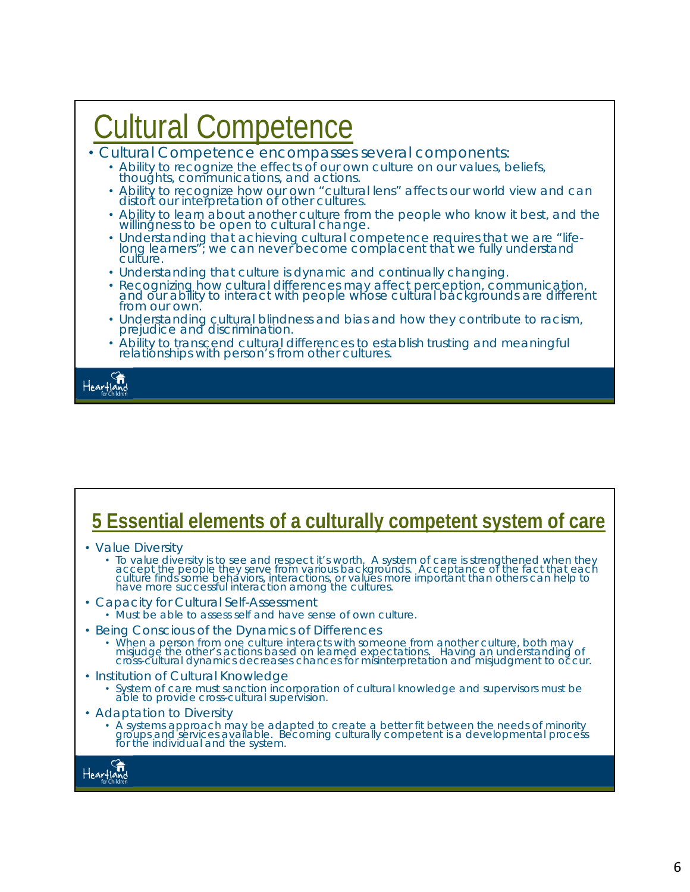# Cultural Competence

- Cultural Competence encompasses several components:
  - Ability to recognize the effects of our own culture on our values, beliefs, thoughts, communications, and actions.
  - Ability to recognize how our own "cultural lens" affects our world view and can distort our interpretation of other cultures.
  - Ability to learn about another culture from the people who know it best, and the willingness to be open to cultural change.
  - Understanding that achieving cultural competence requires that we are "life-long learners"; we can never become complacent that we fully understand culture.
  - Understanding that culture is dynamic and continually changing.
  - Recognizing how cultural differences may affect perception, communication, and our ability to interact with people whose cultural backgrounds are different from our own.
  - Understanding cultural blindness and bias and how they contribute to racism, prejudice and discrimination.
  - Ability to transcend cultural differences to establish trusting and meaningful relationships with person's from other cultures.

# 5 Essential elements of a culturally competent system of care

- Value Diversity
  - To value diversity is to see and respect it's worth. A system of care is strengthened when they accept the people they serve from various backgrounds. Acceptance of the fact that each culture finds some behaviors, interactions, or values more important than others can help to have more successful interaction among the cultures.
- Capacity for Cultural Self-Assessment
  - Must be able to assess self and have sense of own culture.
- Being Conscious of the Dynamics of Differences
  - When a person from one culture interacts with someone from another culture, both may misjudge the other's actions based on learned expectations. Having an understanding of cross-cultural dynamics decreases chances for misinterpretation and misjudgment to occur.
- Institution of Cultural Knowledge
  - System of care must sanction incorporation of cultural knowledge and supervisors must be able to provide cross-cultural supervision.
- Adaptation to Diversity
  - A systems approach may be adapted to create a better fit between the needs of minority groups and services available. Becoming culturally competent is a developmental process for the individual and the system.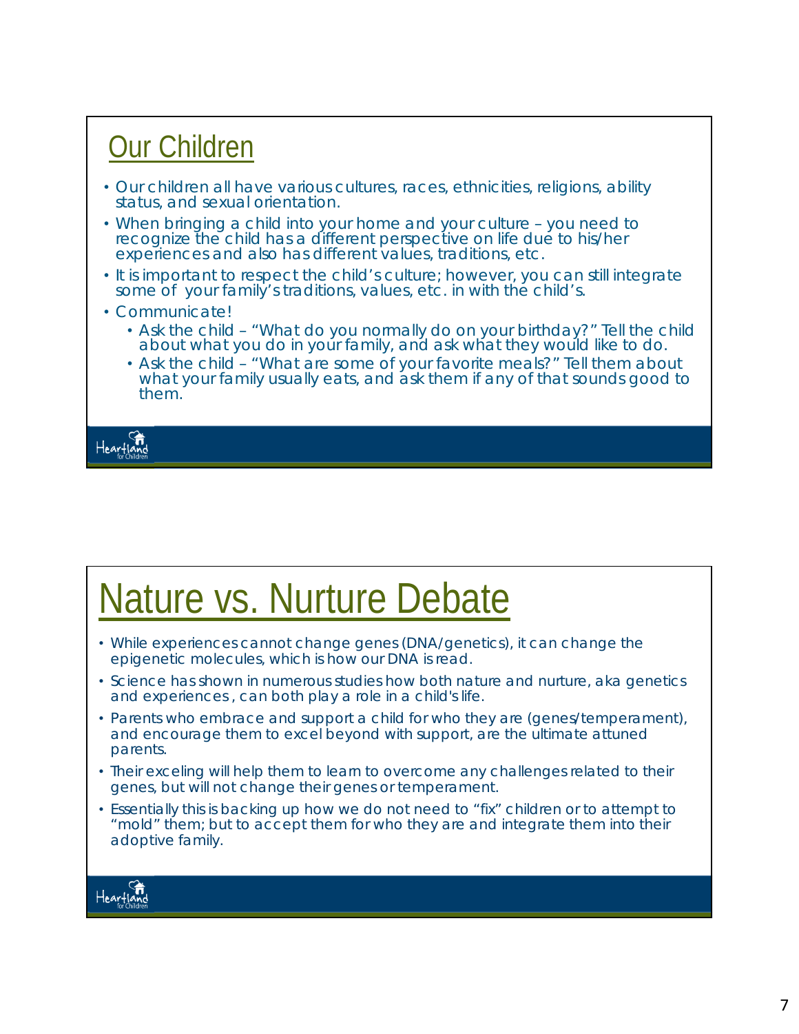## Our Children

- Our children all have various cultures, races, ethnicities, religions, ability status, and sexual orientation.
- When bringing a child into your home and your culture – you need to recognize the child has a different perspective on life due to his/her experiences and also has different values, traditions, etc.
- It is important to respect the child's culture; however, you can still integrate some of your family's traditions, values, etc. in with the child's.
- Communicate!
  - Ask the child – "What do you normally do on your birthday?" Tell the child about what you do in your family, and ask what they would like to do.
  - Ask the child – "What are some of your favorite meals?" Tell them about what your family usually eats, and ask them if any of that sounds good to them.

## Nature vs. Nurture Debate

- While experiences cannot change genes (DNA/genetics), it can change the epigenetic molecules, which is how our DNA is read.
- Science has shown in numerous studies how both nature and nurture, aka genetics and experiences, can both play a role in a child's life.
- Parents who embrace and support a child for who they are (genes/temperament), and encourage them to excel beyond with support, are the ultimate attuned parents.
- Their exceling will help them to learn to overcome any challenges related to their genes, but will not change their genes or temperament.
- Essentially this is backing up how we do not need to "fix" children or to attempt to "mold" them; but to accept them for who they are and integrate them into their adoptive family.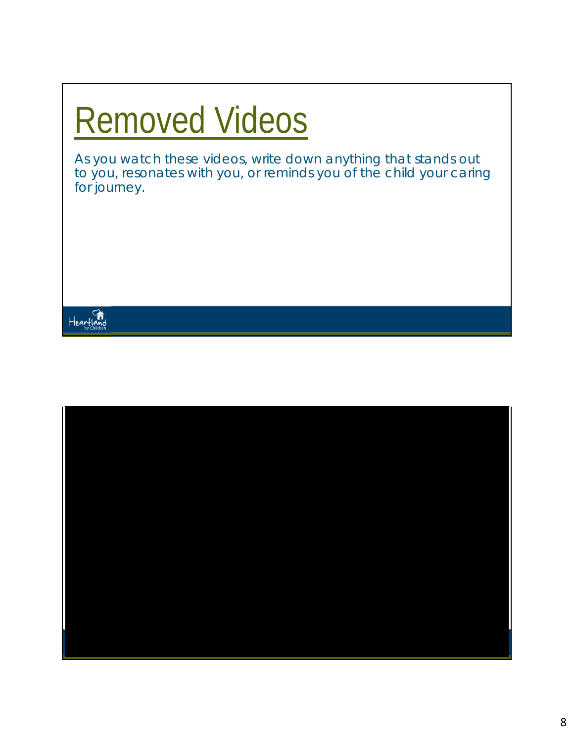# Removed Videos

As you watch these videos, write down anything that stands out to you, resonates with you, or reminds you of the child your caring for journey.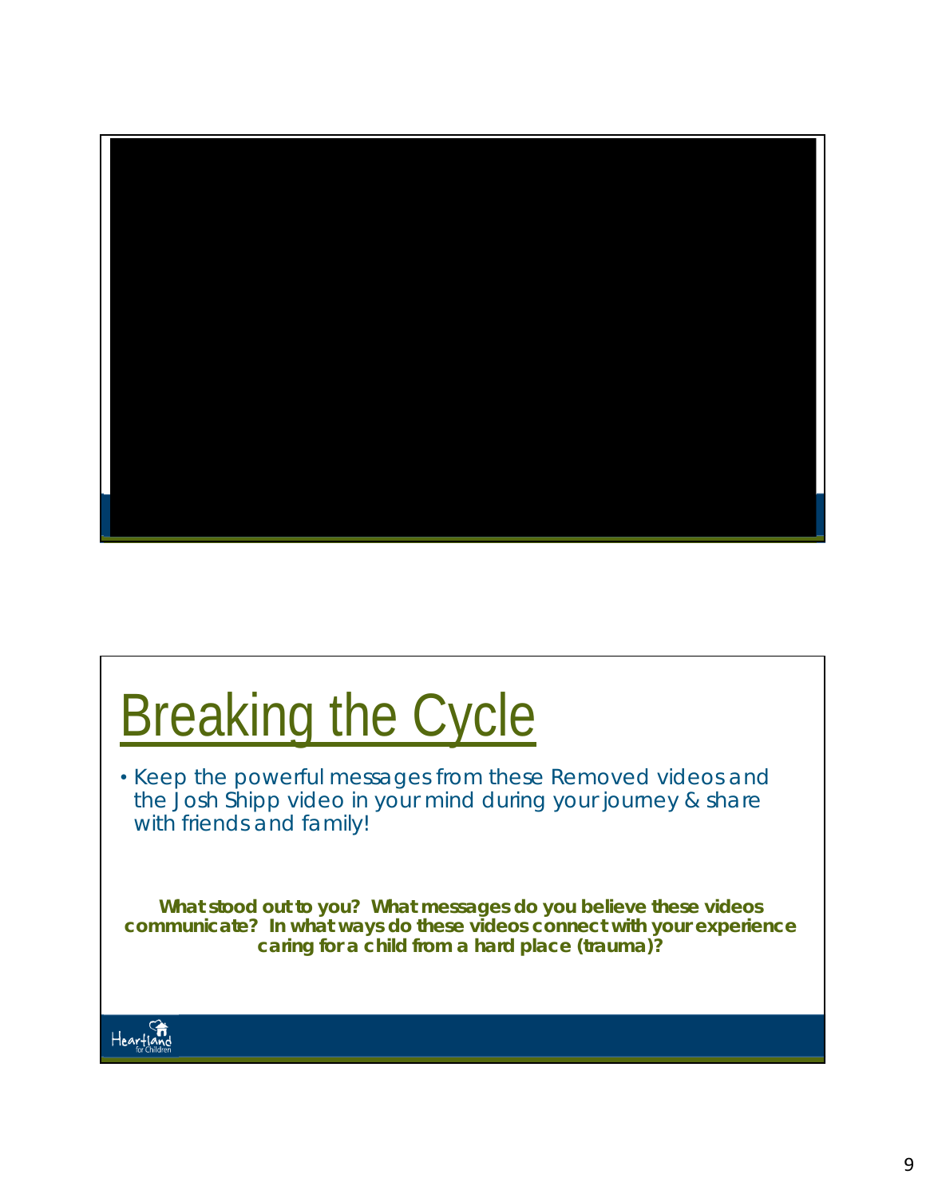# Breaking the Cycle

- Keep the powerful messages from these Removed videos and the Josh Shipp video in your mind during your journey & share with friends and family!

**What stood out to you? What messages do you believe these videos communicate? In what ways do these videos connect with your experience caring for a child from a hard place (trauma)?**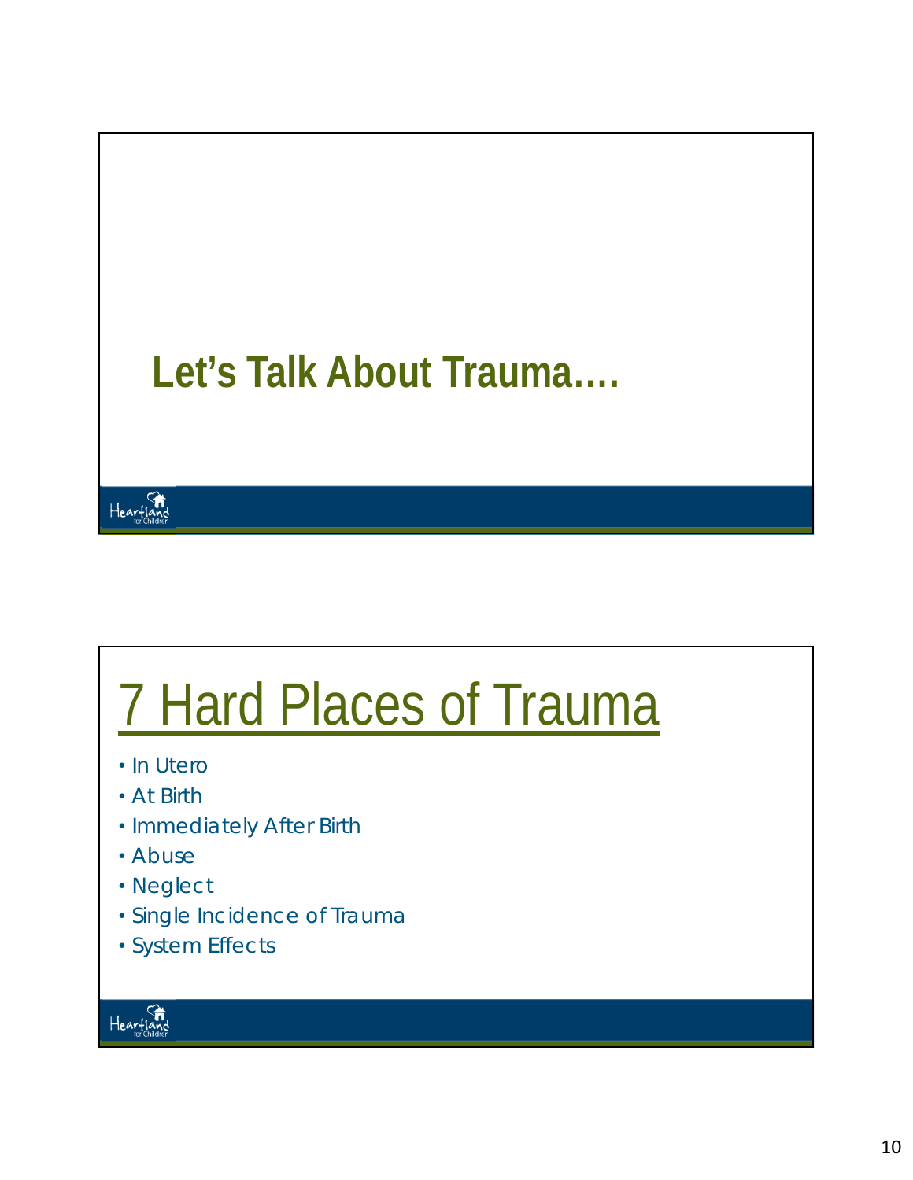## Let's Talk About Trauma….

Heartland for Children

## 7 Hard Places of Trauma

- In Utero
- At Birth
- Immediately After Birth
- Abuse
- Neglect
- Single Incidence of Trauma
- System Effects

Heartland for Children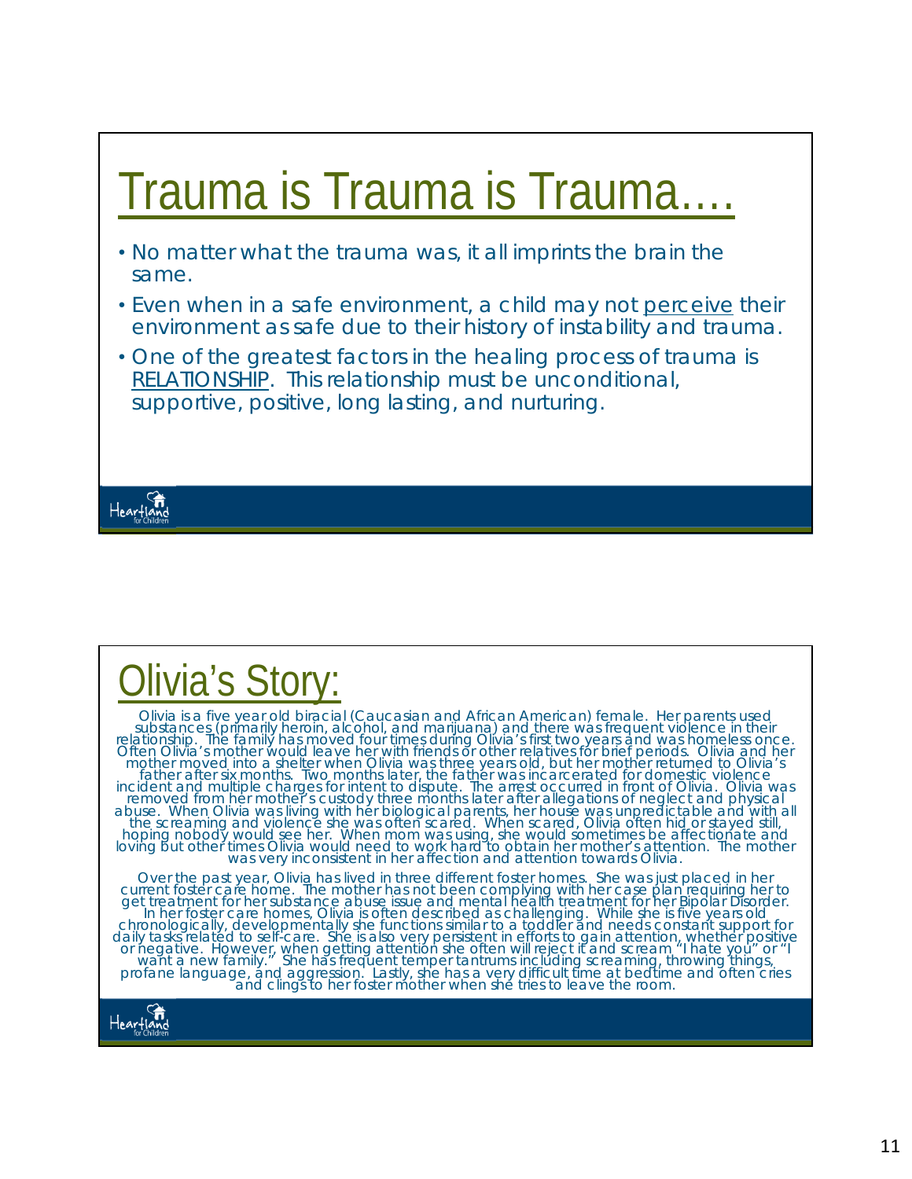# Trauma is Trauma is Trauma….

- No matter what the trauma was, it all imprints the brain the same.
- Even when in a safe environment, a child may not perceive their environment as safe due to their history of instability and trauma.
- One of the greatest factors in the healing process of trauma is RELATIONSHIP. This relationship must be unconditional, supportive, positive, long lasting, and nurturing.

# Olivia's Story:

Olivia is a five year old biracial (Caucasian and African American) female. Her parents used substances (primarily heroin, alcohol, and marijuana) and there was frequent violence in their relationship. The family has moved four times during Olivia's first two years and was homeless once. Often Olivia's mother would leave her with friends or other relatives for brief periods. Olivia and her mother moved into a shelter when Olivia was three years old, but her mother returned to Olivia's father after six months. Two months later, the father was incarcerated for domestic violence incident and multiple charges for intent to dispute. The arrest occurred in front of Olivia. Olivia was removed from her mother's custody three months later after allegations of neglect and physical abuse. When Olivia was living with her biological parents, her house was unpredictable and with all the screaming and violence she was often scared. When scared, Olivia often hid or stayed still, hoping nobody would see her. When mom was using, she would sometimes be affectionate and loving but other times Olivia would need to work hard to obtain her mother's attention. The mother was very inconsistent in her affection and attention towards Olivia.

Over the past year, Olivia has lived in three different foster homes. She was just placed in her current foster care home. The mother has not been complying with her case plan requiring her to get treatment for her substance abuse issue and mental health treatment for her Bipolar Disorder. In her foster care homes, Olivia is often described as challenging. While she is five years old chronologically, developmentally she functions similar to a toddler and needs constant support for daily tasks related to self-care. She is also very persistent in efforts to gain attention, whether positive or negative. However, when getting attention she often will reject it and scream "I hate you" or "I want a new family." She has frequent temper tantrums including screaming, throwing things, profane language, and aggression. Lastly, she has a very difficult time at bedtime and often cries and clings to her foster mother when she tries to leave the room.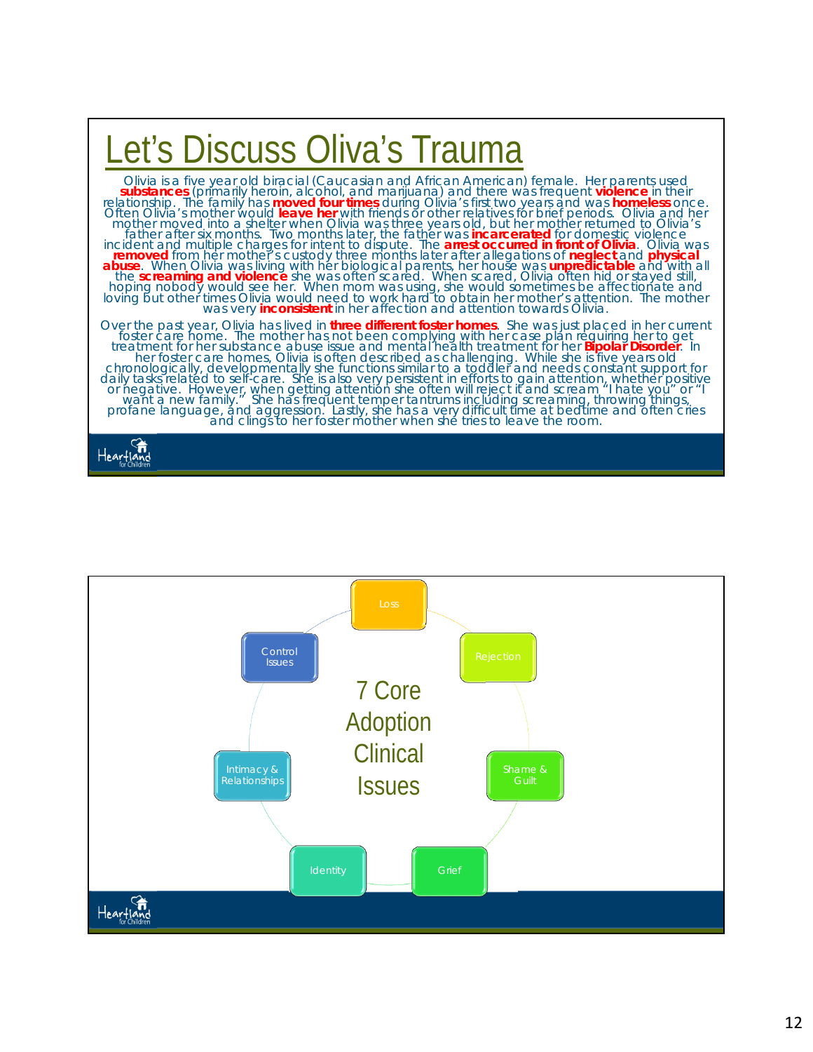# Let's Discuss Oliva's Trauma

Olivia is a five year old biracial (Caucasian and African American) female. Her parents used **substances** (primarily heroin, alcohol, and marijuana) and there was frequent **violence** in their relationship. The family has **moved four times** during Olivia's first two years and was **homeless** once. Often Olivia's mother would **leave her** with friends or other relatives for brief periods. Olivia and her mother moved into a shelter when Olivia was three years old, but her mother returned to Olivia's father after six months. Two months later, the father was **incarcerated** for domestic violence incident and multiple charges for intent to dispute. The **arrest occurred in front of Olivia**. Olivia was **removed** from her mother's custody three months later after allegations of **neglect** and **physical abuse**. When Olivia was living with her biological parents, her house was **unpredictable** and with all the **screaming and violence** she was often scared. When scared, Olivia often hid or stayed still, hoping nobody would see her. When mom was using, she would sometimes be affectionate and loving but other times Olivia would need to work hard to obtain her mother's attention. The mother was very **inconsistent** in her affection and attention towards Olivia.

Over the past year, Olivia has lived in **three different foster homes**. She was just placed in her current foster care home. The mother has not been complying with her case plan requiring her to get treatment for her substance abuse issue and mental health treatment for her **Bipolar Disorder**. In her foster care homes, Olivia is often described as challenging. While she is five years old chronologically, developmentally she functions similar to a toddler and needs constant support for daily tasks related to self-care. She is also very persistent in efforts to gain attention, whether positive or negative. However, when getting attention she often will reject it and scream "I hate you" or "I want a new family." She has frequent temper tantrums including screaming, throwing things, profane language, and aggression. Lastly, she has a very difficult time at bedtime and often cries and clings to her foster mother when she tries to leave the room.

---

## 7 Core Adoption Clinical Issues

- Loss
- Rejection
- Shame & Guilt
- Grief
- Identity
- Intimacy & Relationships
- Control Issues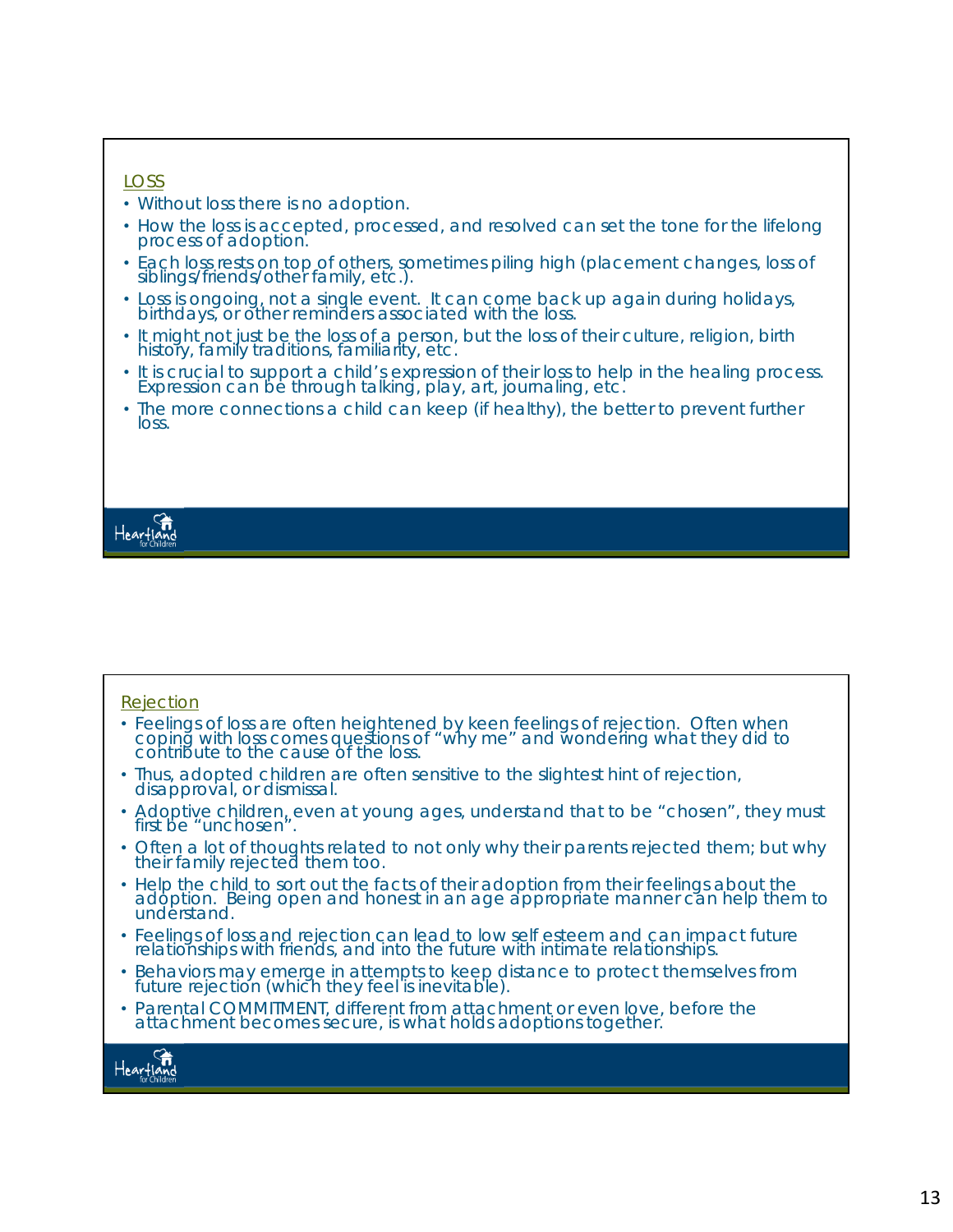## LOSS

- Without loss there is no adoption.
- How the loss is accepted, processed, and resolved can set the tone for the lifelong process of adoption.
- Each loss rests on top of others, sometimes piling high (placement changes, loss of siblings/friends/other family, etc.).
- Loss is ongoing, not a single event. It can come back up again during holidays, birthdays, or other reminders associated with the loss.
- It might not just be the loss of a person, but the loss of their culture, religion, birth history, family traditions, familiarity, etc.
- It is crucial to support a child's expression of their loss to help in the healing process. Expression can be through talking, play, art, journaling, etc.
- The more connections a child can keep (if healthy), the better to prevent further loss.

## Rejection

- Feelings of loss are often heightened by keen feelings of rejection. Often when coping with loss comes questions of "why me" and wondering what they did to contribute to the cause of the loss.
- Thus, adopted children are often sensitive to the slightest hint of rejection, disapproval, or dismissal.
- Adoptive children, even at young ages, understand that to be "chosen", they must first be "unchosen".
- Often a lot of thoughts related to not only why their parents rejected them; but why their family rejected them too.
- Help the child to sort out the facts of their adoption from their feelings about the adoption. Being open and honest in an age appropriate manner can help them to understand.
- Feelings of loss and rejection can lead to low self esteem and can impact future relationships with friends, and into the future with intimate relationships.
- Behaviors may emerge in attempts to keep distance to protect themselves from future rejection (which they feel is inevitable).
- Parental COMMITMENT, different from attachment or even love, before the attachment becomes secure, is what holds adoptions together.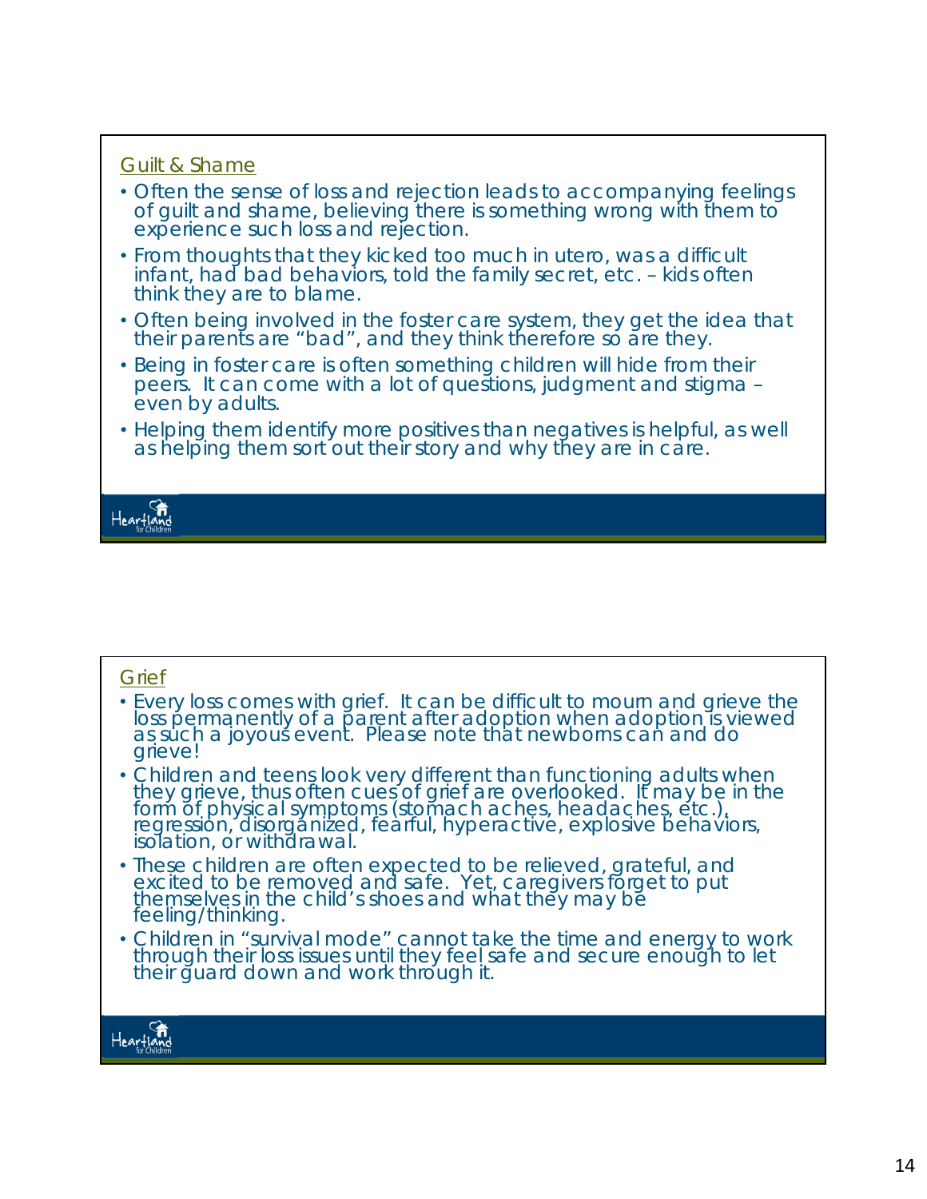## Guilt & Shame

- Often the sense of loss and rejection leads to accompanying feelings of guilt and shame, believing there is something wrong with them to experience such loss and rejection.
- From thoughts that they kicked too much in utero, was a difficult infant, had bad behaviors, told the family secret, etc. – kids often think they are to blame.
- Often being involved in the foster care system, they get the idea that their parents are "bad", and they think therefore so are they.
- Being in foster care is often something children will hide from their peers. It can come with a lot of questions, judgment and stigma – even by adults.
- Helping them identify more positives than negatives is helpful, as well as helping them sort out their story and why they are in care.

Heartland for Children

## Grief

- Every loss comes with grief. It can be difficult to mourn and grieve the loss permanently of a parent after adoption when adoption is viewed as such a joyous event. Please note that newborns can and do grieve!
- Children and teens look very different than functioning adults when they grieve, thus often cues of grief are overlooked. It may be in the form of physical symptoms (stomach aches, headaches, etc.), regression, disorganized, fearful, hyperactive, explosive behaviors, isolation, or withdrawal.
- These children are often expected to be relieved, grateful, and excited to be removed and safe. Yet, caregivers forget to put themselves in the child's shoes and what they may be feeling/thinking.
- Children in "survival mode" cannot take the time and energy to work through their loss issues until they feel safe and secure enough to let their guard down and work through it.

Heartland for Children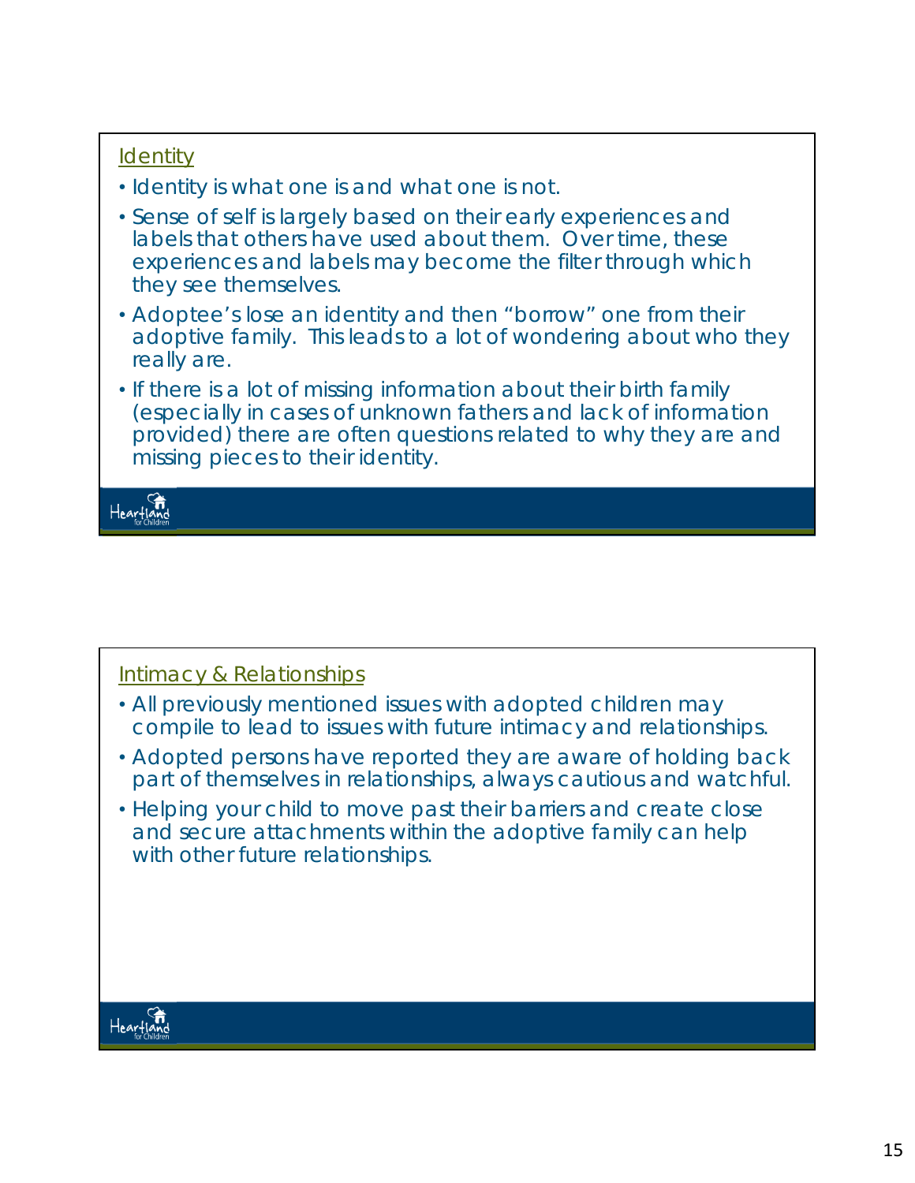## Identity

- Identity is what one is and what one is not.
- Sense of self is largely based on their early experiences and labels that others have used about them. Over time, these experiences and labels may become the filter through which they see themselves.
- Adoptee's lose an identity and then "borrow" one from their adoptive family. This leads to a lot of wondering about who they really are.
- If there is a lot of missing information about their birth family (especially in cases of unknown fathers and lack of information provided) there are often questions related to why they are and missing pieces to their identity.

Heartland for Children

## Intimacy & Relationships

- All previously mentioned issues with adopted children may compile to lead to issues with future intimacy and relationships.
- Adopted persons have reported they are aware of holding back part of themselves in relationships, always cautious and watchful.
- Helping your child to move past their barriers and create close and secure attachments within the adoptive family can help with other future relationships.

Heartland for Children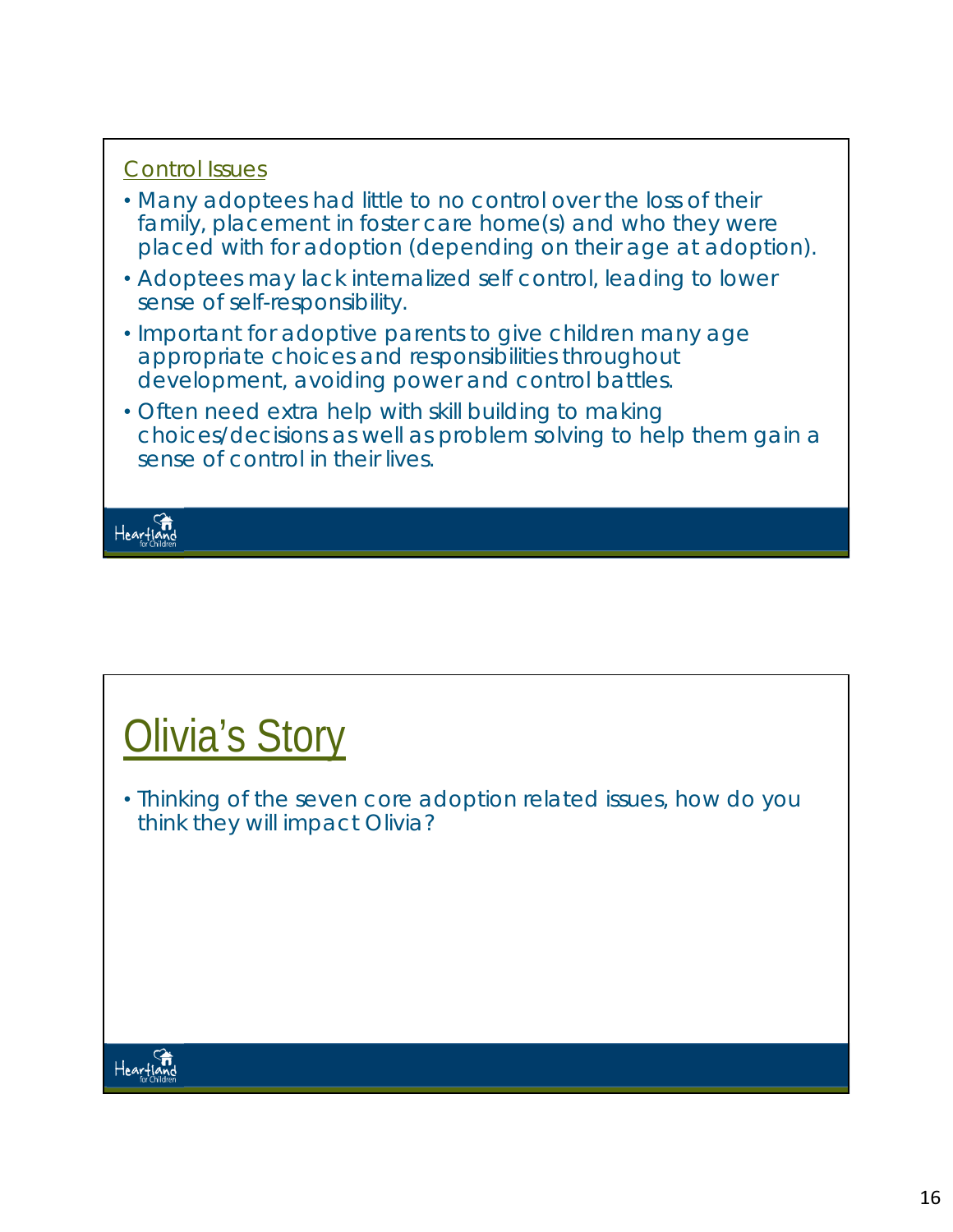## Control Issues

- Many adoptees had little to no control over the loss of their family, placement in foster care home(s) and who they were placed with for adoption (depending on their age at adoption).
- Adoptees may lack internalized self control, leading to lower sense of self-responsibility.
- Important for adoptive parents to give children many age appropriate choices and responsibilities throughout development, avoiding power and control battles.
- Often need extra help with skill building to making choices/decisions as well as problem solving to help them gain a sense of control in their lives.

# Olivia's Story

- Thinking of the seven core adoption related issues, how do you think they will impact Olivia?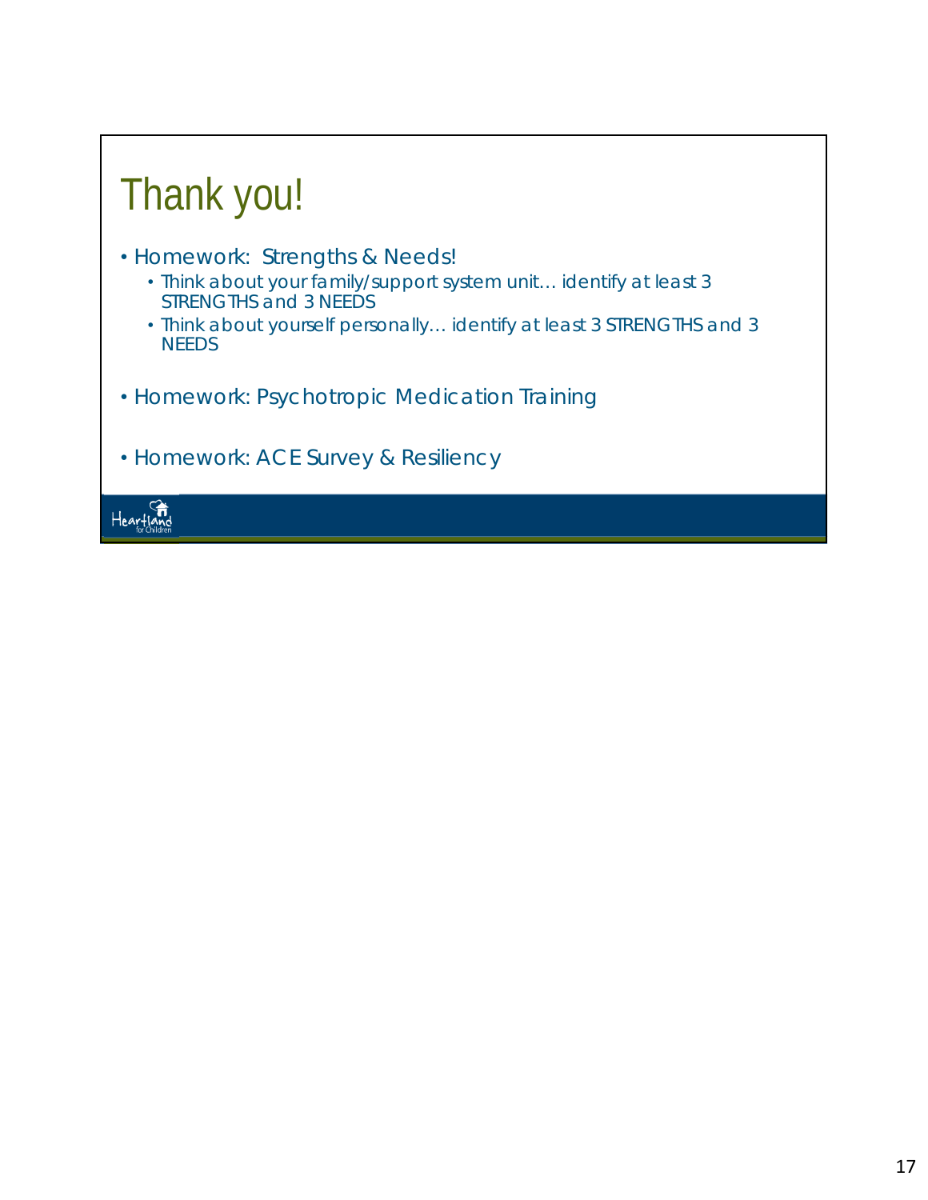# Thank you!

- Homework: Strengths & Needs!
  - Think about your family/support system unit… identify at least 3 STRENGTHS and 3 NEEDS
  - Think about yourself personally… identify at least 3 STRENGTHS and 3 NEEDS

- Homework: Psychotropic Medication Training

- Homework: ACE Survey & Resiliency

Heartland for Children